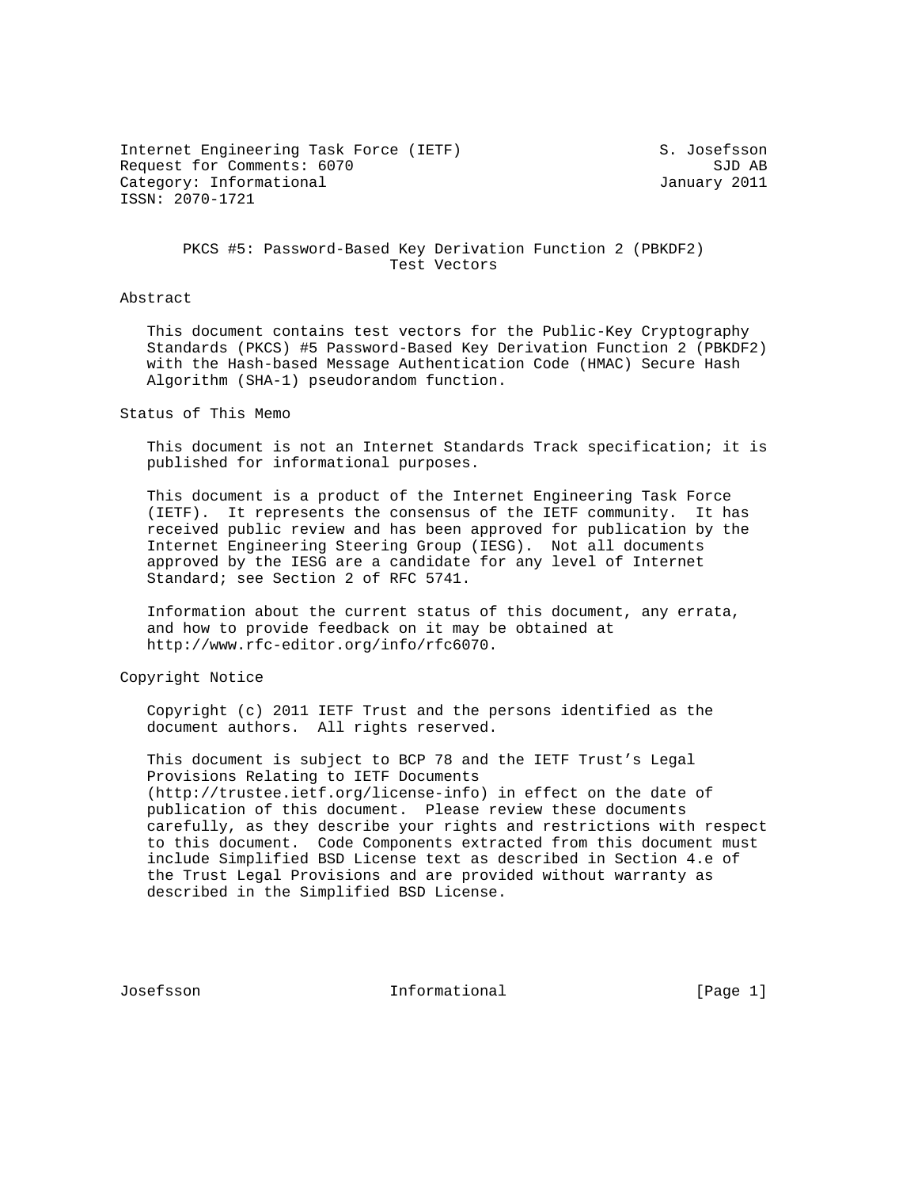Internet Engineering Task Force (IETF) S. Josefsson
Request for Comments: 6070 SJD AB
Category: Informational January 2011
ISSN: 2070-1721

# PKCS #5: Password-Based Key Derivation Function 2 (PBKDF2) Test Vectors

## Abstract

This document contains test vectors for the Public-Key Cryptography Standards (PKCS) #5 Password-Based Key Derivation Function 2 (PBKDF2) with the Hash-based Message Authentication Code (HMAC) Secure Hash Algorithm (SHA-1) pseudorandom function.

## Status of This Memo

This document is not an Internet Standards Track specification; it is published for informational purposes.

This document is a product of the Internet Engineering Task Force (IETF). It represents the consensus of the IETF community. It has received public review and has been approved for publication by the Internet Engineering Steering Group (IESG). Not all documents approved by the IESG are a candidate for any level of Internet Standard; see Section 2 of RFC 5741.

Information about the current status of this document, any errata, and how to provide feedback on it may be obtained at http://www.rfc-editor.org/info/rfc6070.

## Copyright Notice

Copyright (c) 2011 IETF Trust and the persons identified as the document authors. All rights reserved.

This document is subject to BCP 78 and the IETF Trust's Legal Provisions Relating to IETF Documents (http://trustee.ietf.org/license-info) in effect on the date of publication of this document. Please review these documents carefully, as they describe your rights and restrictions with respect to this document. Code Components extracted from this document must include Simplified BSD License text as described in Section 4.e of the Trust Legal Provisions and are provided without warranty as described in the Simplified BSD License.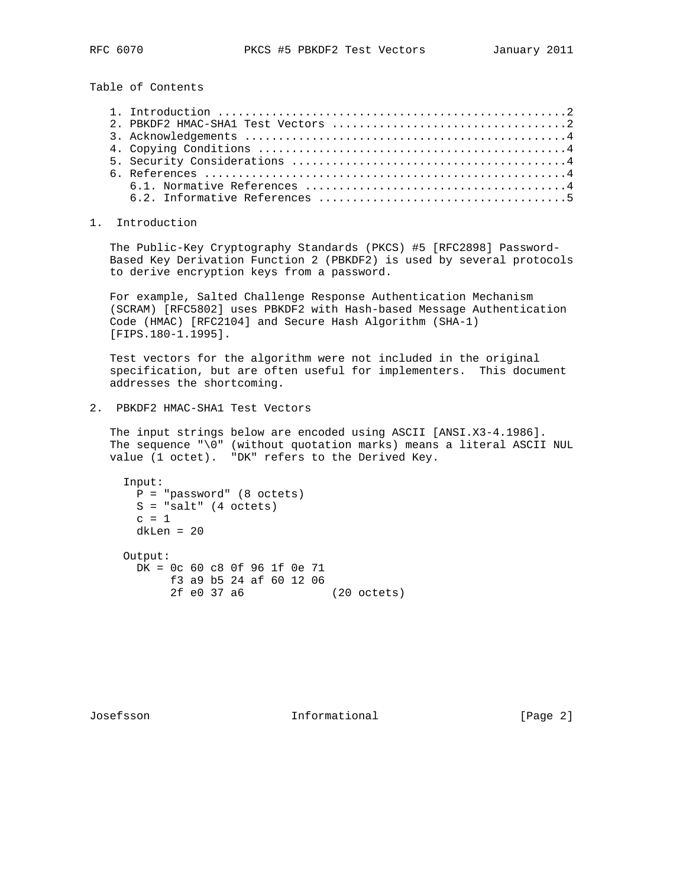Table of Contents

```
1. Introduction ....................................................2
2. PBKDF2 HMAC-SHA1 Test Vectors ...................................2
3. Acknowledgements ................................................4
4. Copying Conditions ..............................................4
5. Security Considerations .........................................4
6. References ......................................................4
   6.1. Normative References .......................................4
   6.2. Informative References .....................................5
```

## 1. Introduction

The Public-Key Cryptography Standards (PKCS) #5 [RFC2898] Password-Based Key Derivation Function 2 (PBKDF2) is used by several protocols to derive encryption keys from a password.

For example, Salted Challenge Response Authentication Mechanism (SCRAM) [RFC5802] uses PBKDF2 with Hash-based Message Authentication Code (HMAC) [RFC2104] and Secure Hash Algorithm (SHA-1) [FIPS.180-1.1995].

Test vectors for the algorithm were not included in the original specification, but are often useful for implementers. This document addresses the shortcoming.

## 2. PBKDF2 HMAC-SHA1 Test Vectors

The input strings below are encoded using ASCII [ANSI.X3-4.1986]. The sequence "\0" (without quotation marks) means a literal ASCII NUL value (1 octet). "DK" refers to the Derived Key.

```
  Input:
    P = "password" (8 octets)
    S = "salt" (4 octets)
    c = 1
    dkLen = 20

  Output:
    DK = 0c 60 c8 0f 96 1f 0e 71
         f3 a9 b5 24 af 60 12 06
         2f e0 37 a6             (20 octets)
```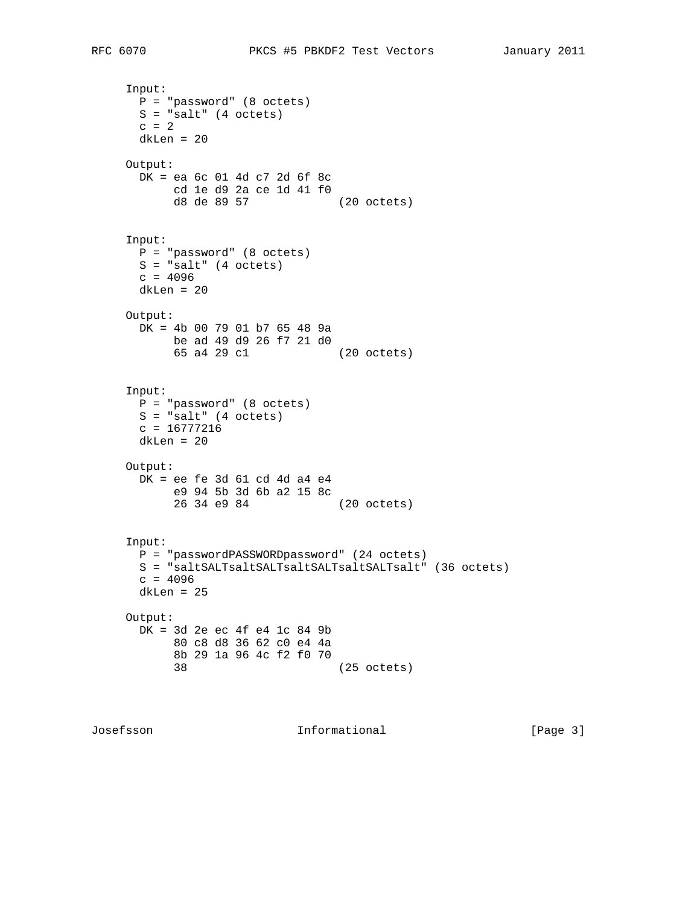```
     Input:
       P = "password" (8 octets)
       S = "salt" (4 octets)
       c = 2
       dkLen = 20

     Output:
       DK = ea 6c 01 4d c7 2d 6f 8c
            cd 1e d9 2a ce 1d 41 f0
            d8 de 89 57             (20 octets)


     Input:
       P = "password" (8 octets)
       S = "salt" (4 octets)
       c = 4096
       dkLen = 20

     Output:
       DK = 4b 00 79 01 b7 65 48 9a
            be ad 49 d9 26 f7 21 d0
            65 a4 29 c1             (20 octets)


     Input:
       P = "password" (8 octets)
       S = "salt" (4 octets)
       c = 16777216
       dkLen = 20

     Output:
       DK = ee fe 3d 61 cd 4d a4 e4
            e9 94 5b 3d 6b a2 15 8c
            26 34 e9 84             (20 octets)


     Input:
       P = "passwordPASSWORDpassword" (24 octets)
       S = "saltSALTsaltSALTsaltSALTsaltSALTsalt" (36 octets)
       c = 4096
       dkLen = 25

     Output:
       DK = 3d 2e ec 4f e4 1c 84 9b
            80 c8 d8 36 62 c0 e4 4a
            8b 29 1a 96 4c f2 f0 70
            38                      (25 octets)
```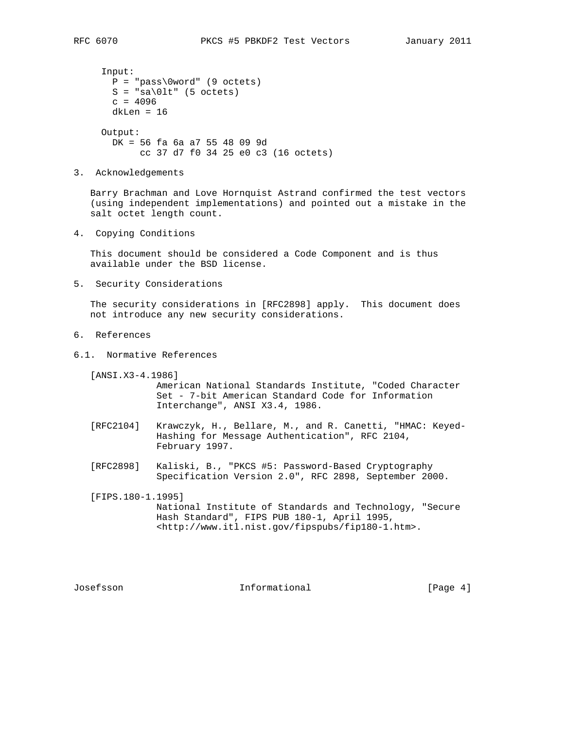```
Input:
  P = "pass\0word" (9 octets)
  S = "sa\0lt" (5 octets)
  c = 4096
  dkLen = 16

Output:
  DK = 56 fa 6a a7 55 48 09 9d
       cc 37 d7 f0 34 25 e0 c3 (16 octets)
```

## 3. Acknowledgements

Barry Brachman and Love Hornquist Astrand confirmed the test vectors (using independent implementations) and pointed out a mistake in the salt octet length count.

## 4. Copying Conditions

This document should be considered a Code Component and is thus available under the BSD license.

## 5. Security Considerations

The security considerations in [RFC2898] apply. This document does not introduce any new security considerations.

## 6. References

### 6.1. Normative References

[ANSI.X3-4.1986] American National Standards Institute, "Coded Character Set - 7-bit American Standard Code for Information Interchange", ANSI X3.4, 1986.

[RFC2104] Krawczyk, H., Bellare, M., and R. Canetti, "HMAC: Keyed-Hashing for Message Authentication", RFC 2104, February 1997.

[RFC2898] Kaliski, B., "PKCS #5: Password-Based Cryptography Specification Version 2.0", RFC 2898, September 2000.

[FIPS.180-1.1995] National Institute of Standards and Technology, "Secure Hash Standard", FIPS PUB 180-1, April 1995, <http://www.itl.nist.gov/fipspubs/fip180-1.htm>.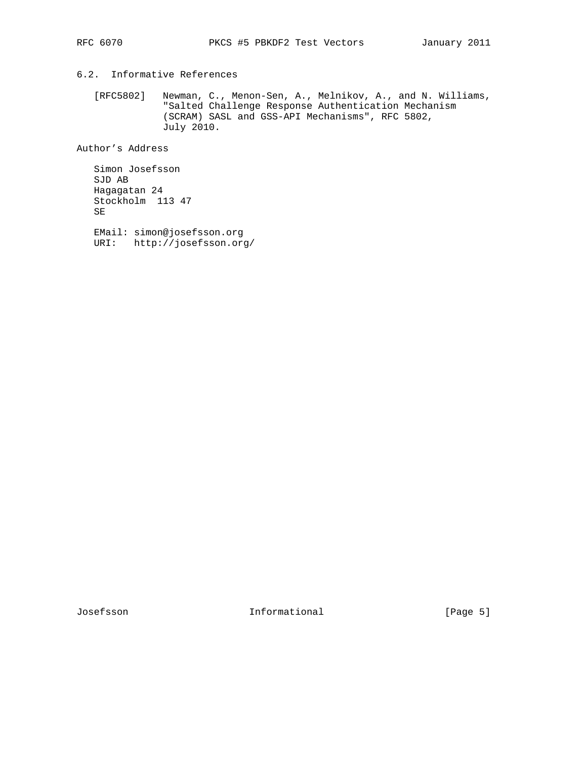### 6.2. Informative References

[RFC5802] Newman, C., Menon-Sen, A., Melnikov, A., and N. Williams, "Salted Challenge Response Authentication Mechanism (SCRAM) SASL and GSS-API Mechanisms", RFC 5802, July 2010.

## Author's Address

Simon Josefsson
SJD AB
Hagagatan 24
Stockholm 113 47
SE

EMail: simon@josefsson.org
URI: http://josefsson.org/